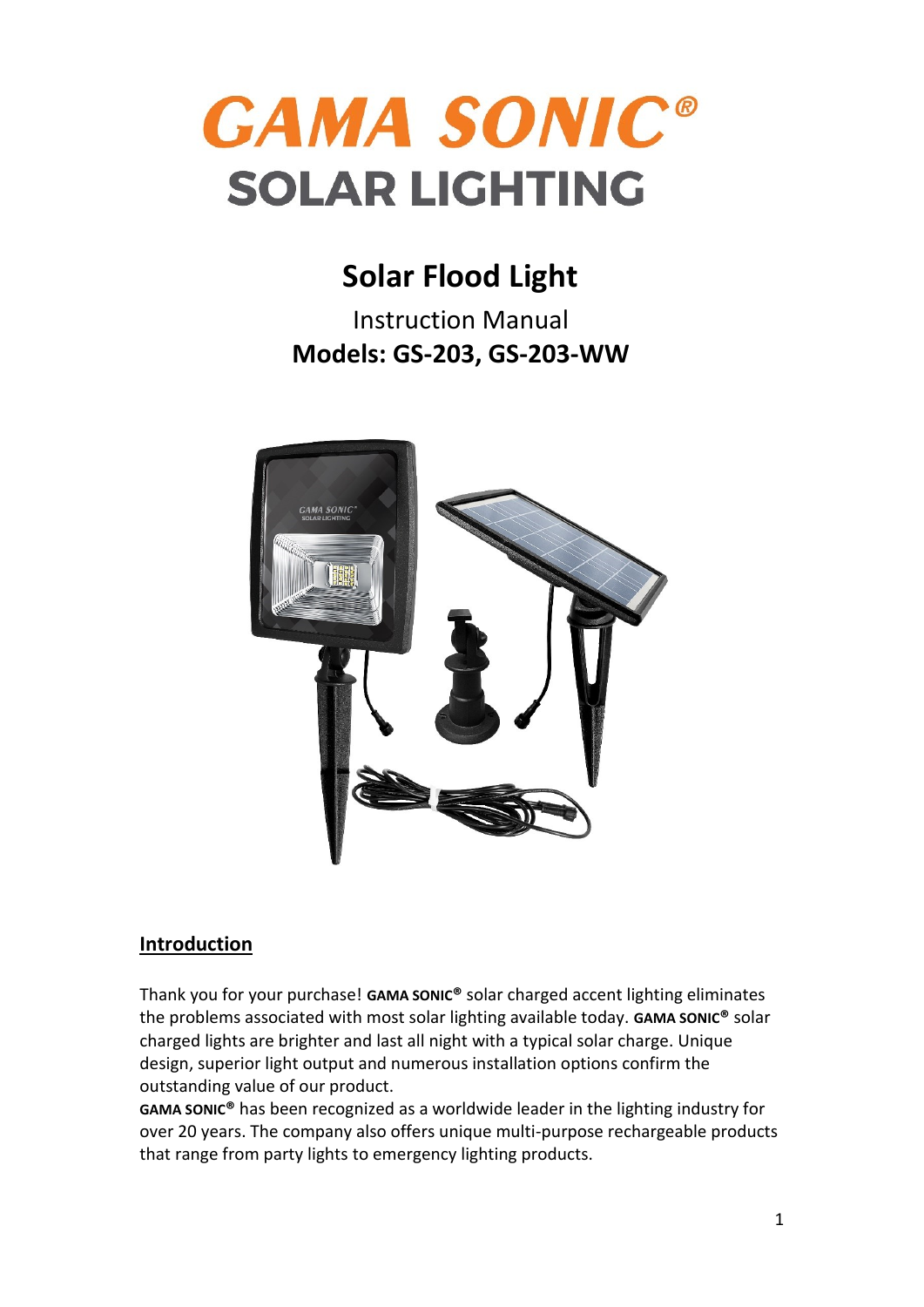# GAMA SONIC®

## SOLAR LIGHTING

# Solar Flood Light

Instruction Manual

**Models: GS-203, GS-203-WW**

## Introduction

Thank you for your purchase! **GAMA SONIC®** solar charged accent lighting eliminates the problems associated with most solar lighting available today. **GAMA SONIC®** solar charged lights are brighter and last all night with a typical solar charge. Unique design, superior light output and numerous installation options confirm the outstanding value of our product.

**GAMA SONIC®** has been recognized as a worldwide leader in the lighting industry for over 20 years. The company also offers unique multi-purpose rechargeable products that range from party lights to emergency lighting products.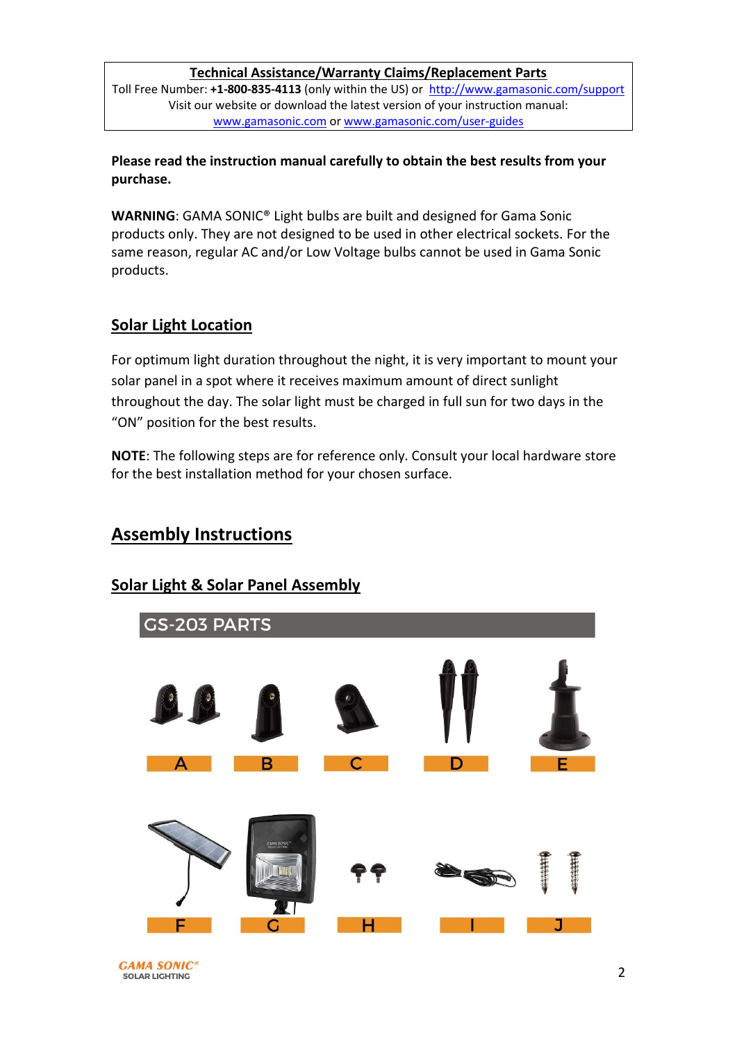**Technical Assistance/Warranty Claims/Replacement Parts**
Toll Free Number: **+1-800-835-4113** (only within the US) or http://www.gamasonic.com/support
Visit our website or download the latest version of your instruction manual:
www.gamasonic.com or www.gamasonic.com/user-guides

**Please read the instruction manual carefully to obtain the best results from your purchase.**

**WARNING**: GAMA SONIC® Light bulbs are built and designed for Gama Sonic products only. They are not designed to be used in other electrical sockets. For the same reason, regular AC and/or Low Voltage bulbs cannot be used in Gama Sonic products.

## Solar Light Location

For optimum light duration throughout the night, it is very important to mount your solar panel in a spot where it receives maximum amount of direct sunlight throughout the day. The solar light must be charged in full sun for two days in the "ON" position for the best results.

**NOTE**: The following steps are for reference only. Consult your local hardware store for the best installation method for your chosen surface.

# Assembly Instructions

## Solar Light & Solar Panel Assembly

GS-203 PARTS

A B C D E

F G H I J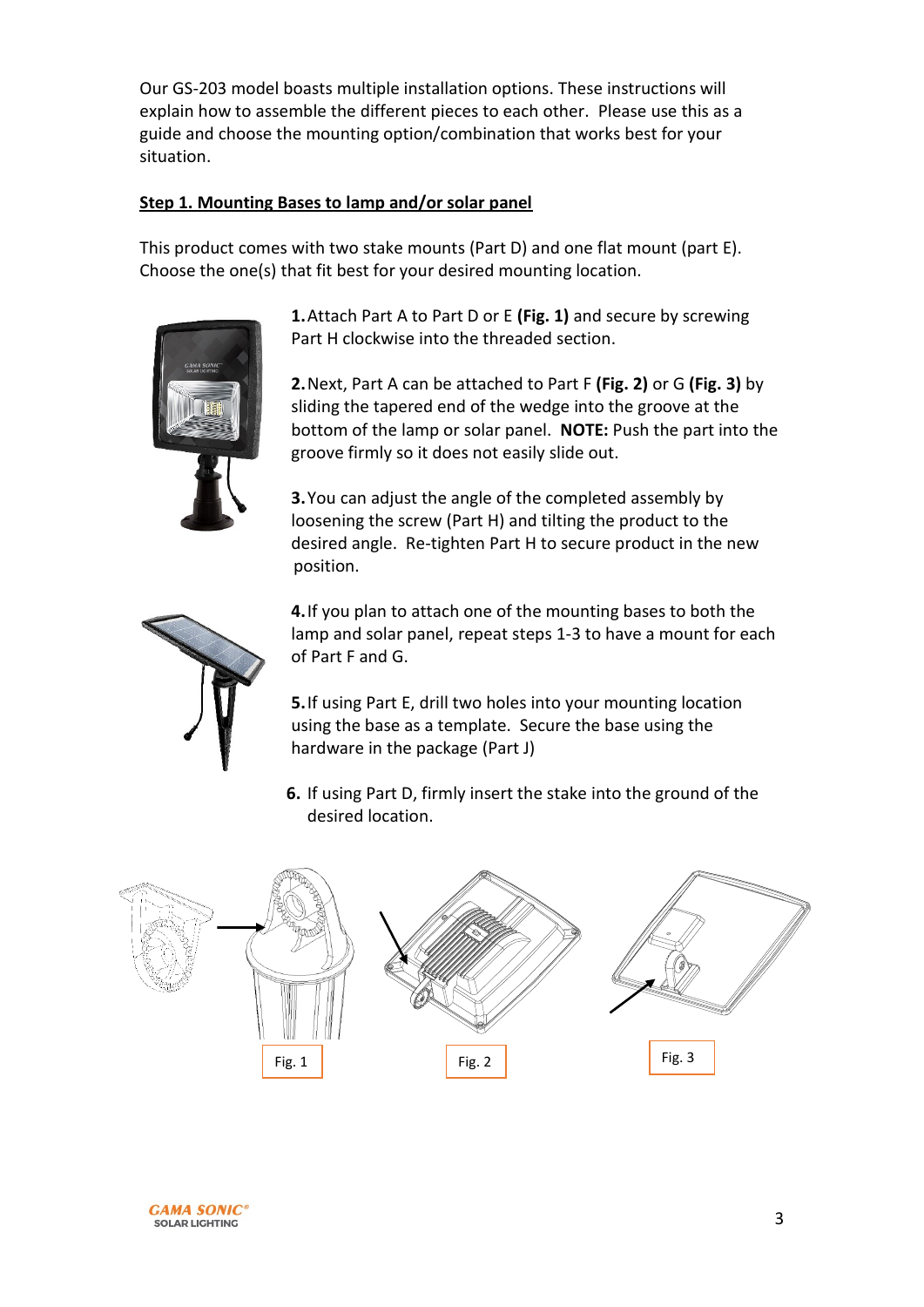Our GS-203 model boasts multiple installation options. These instructions will explain how to assemble the different pieces to each other. Please use this as a guide and choose the mounting option/combination that works best for your situation.

## Step 1. Mounting Bases to lamp and/or solar panel

This product comes with two stake mounts (Part D) and one flat mount (part E). Choose the one(s) that fit best for your desired mounting location.

1. Attach Part A to Part D or E **(Fig. 1)** and secure by screwing Part H clockwise into the threaded section.

2. Next, Part A can be attached to Part F **(Fig. 2)** or G **(Fig. 3)** by sliding the tapered end of the wedge into the groove at the bottom of the lamp or solar panel. **NOTE:** Push the part into the groove firmly so it does not easily slide out.

3. You can adjust the angle of the completed assembly by loosening the screw (Part H) and tilting the product to the desired angle. Re-tighten Part H to secure product in the new position.

4. If you plan to attach one of the mounting bases to both the lamp and solar panel, repeat steps 1-3 to have a mount for each of Part F and G.

5. If using Part E, drill two holes into your mounting location using the base as a template. Secure the base using the hardware in the package (Part J)

6. If using Part D, firmly insert the stake into the ground of the desired location.

Fig. 1

Fig. 2

Fig. 3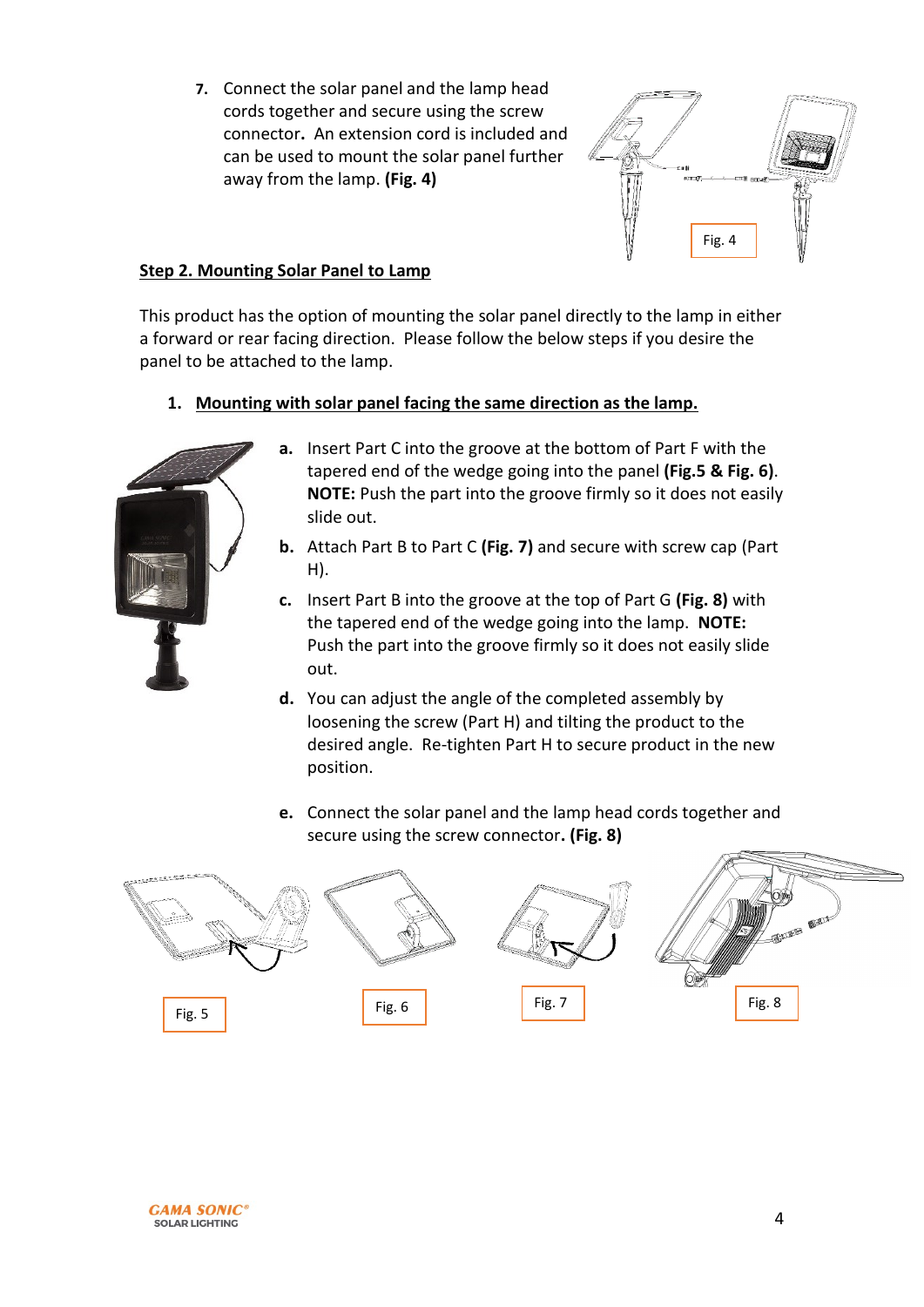7. Connect the solar panel and the lamp head cords together and secure using the screw connector. An extension cord is included and can be used to mount the solar panel further away from the lamp. **(Fig. 4)**

Fig. 4

**Step 2. Mounting Solar Panel to Lamp**

This product has the option of mounting the solar panel directly to the lamp in either a forward or rear facing direction. Please follow the below steps if you desire the panel to be attached to the lamp.

1. **Mounting with solar panel facing the same direction as the lamp.**

   a. Insert Part C into the groove at the bottom of Part F with the tapered end of the wedge going into the panel **(Fig.5 & Fig. 6)**. **NOTE:** Push the part into the groove firmly so it does not easily slide out.

   b. Attach Part B to Part C **(Fig. 7)** and secure with screw cap (Part H).

   c. Insert Part B into the groove at the top of Part G **(Fig. 8)** with the tapered end of the wedge going into the lamp. **NOTE:** Push the part into the groove firmly so it does not easily slide out.

   d. You can adjust the angle of the completed assembly by loosening the screw (Part H) and tilting the product to the desired angle. Re-tighten Part H to secure product in the new position.

   e. Connect the solar panel and the lamp head cords together and secure using the screw connector**. (Fig. 8)**

Fig. 5

Fig. 6

Fig. 7

Fig. 8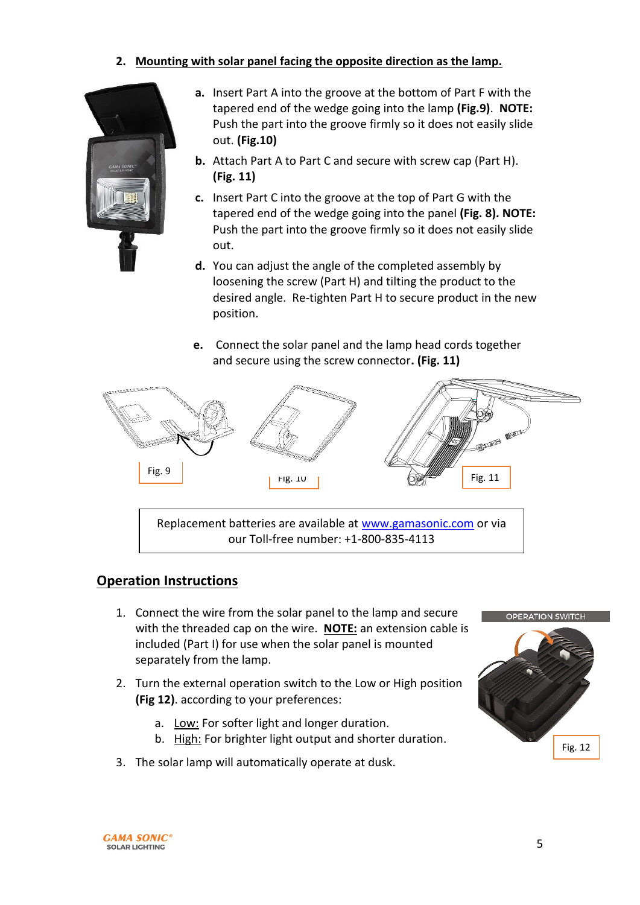## 2. Mounting with solar panel facing the opposite direction as the lamp.

a. Insert Part A into the groove at the bottom of Part F with the tapered end of the wedge going into the lamp **(Fig.9)**. **NOTE:** Push the part into the groove firmly so it does not easily slide out. **(Fig.10)**

b. Attach Part A to Part C and secure with screw cap (Part H). **(Fig. 11)**

c. Insert Part C into the groove at the top of Part G with the tapered end of the wedge going into the panel **(Fig. 8)**. **NOTE:** Push the part into the groove firmly so it does not easily slide out.

d. You can adjust the angle of the completed assembly by loosening the screw (Part H) and tilting the product to the desired angle. Re-tighten Part H to secure product in the new position.

e. Connect the solar panel and the lamp head cords together and secure using the screw connector**. (Fig. 11)**

Fig. 9

Fig. 10

Fig. 11

Replacement batteries are available at www.gamasonic.com or via our Toll-free number: +1-800-835-4113

## Operation Instructions

1. Connect the wire from the solar panel to the lamp and secure with the threaded cap on the wire. **NOTE:** an extension cable is included (Part I) for use when the solar panel is mounted separately from the lamp.
2. Turn the external operation switch to the Low or High position **(Fig 12)**. according to your preferences:
   a. Low: For softer light and longer duration.
   b. High: For brighter light output and shorter duration.
3. The solar lamp will automatically operate at dusk.

OPERATION SWITCH

Fig. 12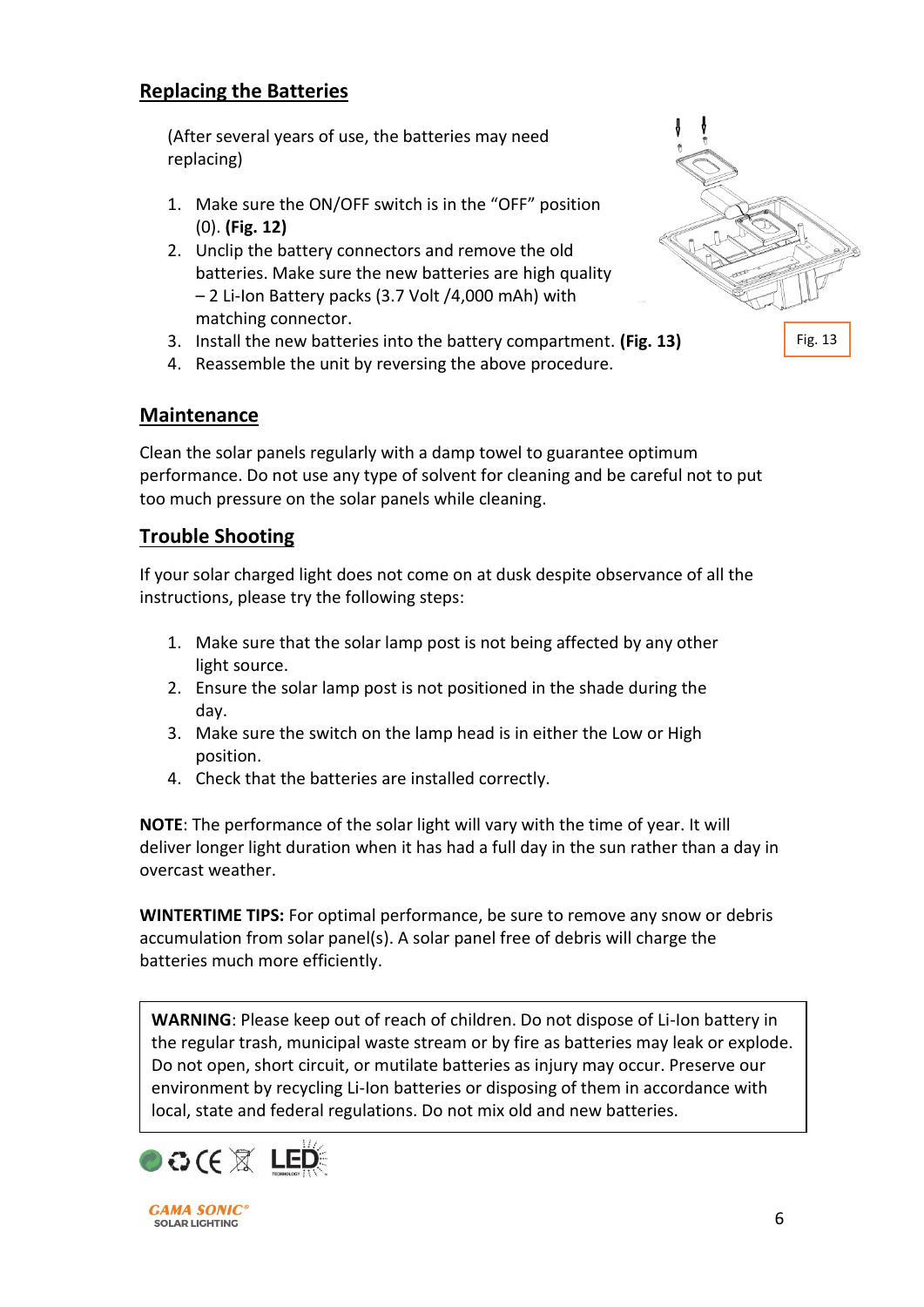## Replacing the Batteries

(After several years of use, the batteries may need replacing)

1. Make sure the ON/OFF switch is in the "OFF" position (0). **(Fig. 12)**
2. Unclip the battery connectors and remove the old batteries. Make sure the new batteries are high quality – 2 Li-Ion Battery packs (3.7 Volt /4,000 mAh) with matching connector.
3. Install the new batteries into the battery compartment. **(Fig. 13)**
4. Reassemble the unit by reversing the above procedure.

Fig. 13

## Maintenance

Clean the solar panels regularly with a damp towel to guarantee optimum performance. Do not use any type of solvent for cleaning and be careful not to put too much pressure on the solar panels while cleaning.

## Trouble Shooting

If your solar charged light does not come on at dusk despite observance of all the instructions, please try the following steps:

1. Make sure that the solar lamp post is not being affected by any other light source.
2. Ensure the solar lamp post is not positioned in the shade during the day.
3. Make sure the switch on the lamp head is in either the Low or High position.
4. Check that the batteries are installed correctly.

**NOTE**: The performance of the solar light will vary with the time of year. It will deliver longer light duration when it has had a full day in the sun rather than a day in overcast weather.

**WINTERTIME TIPS:** For optimal performance, be sure to remove any snow or debris accumulation from solar panel(s). A solar panel free of debris will charge the batteries much more efficiently.

**WARNING**: Please keep out of reach of children. Do not dispose of Li-Ion battery in the regular trash, municipal waste stream or by fire as batteries may leak or explode. Do not open, short circuit, or mutilate batteries as injury may occur. Preserve our environment by recycling Li-Ion batteries or disposing of them in accordance with local, state and federal regulations. Do not mix old and new batteries.

GAMA SONIC®
SOLAR LIGHTING